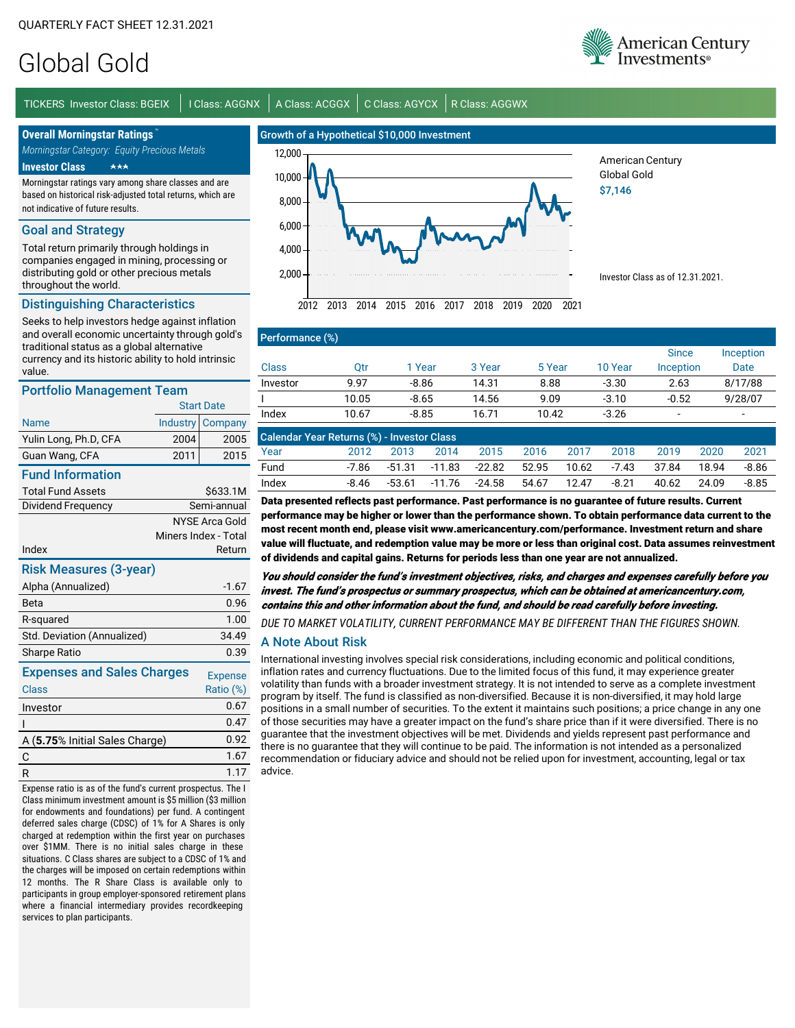QUARTERLY FACT SHEET 12.31.2021

# Global Gold

TICKERS Investor Class: BGEIX | I Class: AGGNX | A Class: ACGGX | C Class: AGYCX | R Class: AGGWX

## Overall Morningstar Ratings™

*Morningstar Category: Equity Precious Metals*

**Investor Class** ★★★

Morningstar ratings vary among share classes and are based on historical risk-adjusted total returns, which are not indicative of future results.

## Goal and Strategy

Total return primarily through holdings in companies engaged in mining, processing or distributing gold or other precious metals throughout the world.

## Distinguishing Characteristics

Seeks to help investors hedge against inflation and overall economic uncertainty through gold's traditional status as a global alternative currency and its historic ability to hold intrinsic value.

## Portfolio Management Team

| Name | Start Date Industry | Start Date Company |
|---|---|---|
| Yulin Long, Ph.D, CFA | 2004 | 2005 |
| Guan Wang, CFA | 2011 | 2015 |

## Fund Information

| | |
|---|---|
| Total Fund Assets | $633.1M |
| Dividend Frequency | Semi-annual |
| Index | NYSE Arca Gold Miners Index - Total Return |

## Risk Measures (3-year)

| | |
|---|---|
| Alpha (Annualized) | -1.67 |
| Beta | 0.96 |
| R-squared | 1.00 |
| Std. Deviation (Annualized) | 34.49 |
| Sharpe Ratio | 0.39 |

## Expenses and Sales Charges

| Class | Expense Ratio (%) |
|---|---|
| Investor | 0.67 |
| I | 0.47 |
| A (**5.75**% Initial Sales Charge) | 0.92 |
| C | 1.67 |
| R | 1.17 |

Expense ratio is as of the fund's current prospectus. The I Class minimum investment amount is $5 million ($3 million for endowments and foundations) per fund. A contingent deferred sales charge (CDSC) of 1% for A Shares is only charged at redemption within the first year on purchases over $1MM. There is no initial sales charge in these situations. C Class shares are subject to a CDSC of 1% and the charges will be imposed on certain redemptions within 12 months. The R Share Class is available only to participants in group employer-sponsored retirement plans where a financial intermediary provides recordkeeping services to plan participants.

## Growth of a Hypothetical $10,000 Investment

American Century Global Gold
$7,146

Investor Class as of 12.31.2021.

## Performance (%)

| Class | Qtr | 1 Year | 3 Year | 5 Year | 10 Year | Since Inception | Inception Date |
|---|---|---|---|---|---|---|---|
| Investor | 9.97 | -8.86 | 14.31 | 8.88 | -3.30 | 2.63 | 8/17/88 |
| I | 10.05 | -8.65 | 14.56 | 9.09 | -3.10 | -0.52 | 9/28/07 |
| Index | 10.67 | -8.85 | 16.71 | 10.42 | -3.26 | - | - |

## Calendar Year Returns (%) - Investor Class

| Year | 2012 | 2013 | 2014 | 2015 | 2016 | 2017 | 2018 | 2019 | 2020 | 2021 |
|---|---|---|---|---|---|---|---|---|---|---|
| Fund | -7.86 | -51.31 | -11.83 | -22.82 | 52.95 | 10.62 | -7.43 | 37.84 | 18.94 | -8.86 |
| Index | -8.46 | -53.61 | -11.76 | -24.58 | 54.67 | 12.47 | -8.21 | 40.62 | 24.09 | -8.85 |

**Data presented reflects past performance. Past performance is no guarantee of future results. Current performance may be higher or lower than the performance shown. To obtain performance data current to the most recent month end, please visit www.americancentury.com/performance. Investment return and share value will fluctuate, and redemption value may be more or less than original cost. Data assumes reinvestment of dividends and capital gains. Returns for periods less than one year are not annualized.**

***You should consider the fund's investment objectives, risks, and charges and expenses carefully before you invest. The fund's prospectus or summary prospectus, which can be obtained at americancentury.com, contains this and other information about the fund, and should be read carefully before investing.***

*DUE TO MARKET VOLATILITY, CURRENT PERFORMANCE MAY BE DIFFERENT THAN THE FIGURES SHOWN.*

## A Note About Risk

International investing involves special risk considerations, including economic and political conditions, inflation rates and currency fluctuations. Due to the limited focus of this fund, it may experience greater volatility than funds with a broader investment strategy. It is not intended to serve as a complete investment program by itself. The fund is classified as non-diversified. Because it is non-diversified, it may hold large positions in a small number of securities. To the extent it maintains such positions; a price change in any one of those securities may have a greater impact on the fund's share price than if it were diversified. There is no guarantee that the investment objectives will be met. Dividends and yields represent past performance and there is no guarantee that they will continue to be paid. The information is not intended as a personalized recommendation or fiduciary advice and should not be relied upon for investment, accounting, legal or tax advice.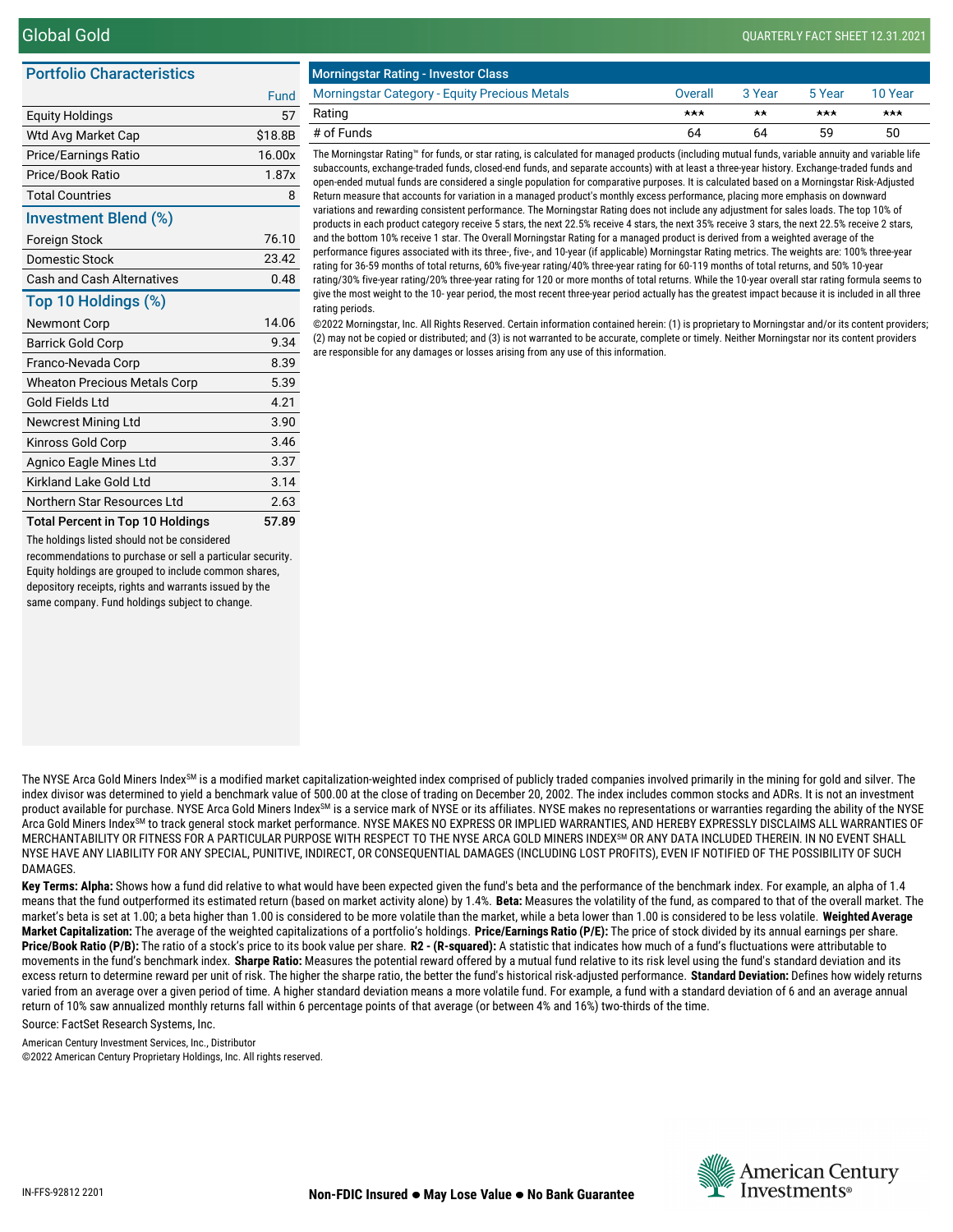## Portfolio Characteristics

| | Fund |
|---|---|
| Equity Holdings | 57 |
| Wtd Avg Market Cap | $18.8B |
| Price/Earnings Ratio | 16.00x |
| Price/Book Ratio | 1.87x |
| Total Countries | 8 |

## Investment Blend (%)

| | |
|---|---|
| Foreign Stock | 76.10 |
| Domestic Stock | 23.42 |
| Cash and Cash Alternatives | 0.48 |

## Top 10 Holdings (%)

| | |
|---|---|
| Newmont Corp | 14.06 |
| Barrick Gold Corp | 9.34 |
| Franco-Nevada Corp | 8.39 |
| Wheaton Precious Metals Corp | 5.39 |
| Gold Fields Ltd | 4.21 |
| Newcrest Mining Ltd | 3.90 |
| Kinross Gold Corp | 3.46 |
| Agnico Eagle Mines Ltd | 3.37 |
| Kirkland Lake Gold Ltd | 3.14 |
| Northern Star Resources Ltd | 2.63 |
| **Total Percent in Top 10 Holdings** | **57.89** |

The holdings listed should not be considered recommendations to purchase or sell a particular security. Equity holdings are grouped to include common shares, depository receipts, rights and warrants issued by the same company. Fund holdings subject to change.

## Morningstar Rating - Investor Class

| Morningstar Category - Equity Precious Metals | Overall | 3 Year | 5 Year | 10 Year |
|---|---|---|---|---|
| Rating | ★★★ | ★★ | ★★★ | ★★★ |
| # of Funds | 64 | 64 | 59 | 50 |

The Morningstar Rating™ for funds, or star rating, is calculated for managed products (including mutual funds, variable annuity and variable life subaccounts, exchange-traded funds, closed-end funds, and separate accounts) with at least a three-year history. Exchange-traded funds and open-ended mutual funds are considered a single population for comparative purposes. It is calculated based on a Morningstar Risk-Adjusted Return measure that accounts for variation in a managed product's monthly excess performance, placing more emphasis on downward variations and rewarding consistent performance. The Morningstar Rating does not include any adjustment for sales loads. The top 10% of products in each product category receive 5 stars, the next 22.5% receive 4 stars, the next 35% receive 3 stars, the next 22.5% receive 2 stars, and the bottom 10% receive 1 star. The Overall Morningstar Rating for a managed product is derived from a weighted average of the performance figures associated with its three-, five-, and 10-year (if applicable) Morningstar Rating metrics. The weights are: 100% three-year rating for 36-59 months of total returns, 60% five-year rating/40% three-year rating for 60-119 months of total returns, and 50% 10-year rating/30% five-year rating/20% three-year rating for 120 or more months of total returns. While the 10-year overall star rating formula seems to give the most weight to the 10- year period, the most recent three-year period actually has the greatest impact because it is included in all three rating periods.

©2022 Morningstar, Inc. All Rights Reserved. Certain information contained herein: (1) is proprietary to Morningstar and/or its content providers; (2) may not be copied or distributed; and (3) is not warranted to be accurate, complete or timely. Neither Morningstar nor its content providers are responsible for any damages or losses arising from any use of this information.

The NYSE Arca Gold Miners Index℠ is a modified market capitalization-weighted index comprised of publicly traded companies involved primarily in the mining for gold and silver. The index divisor was determined to yield a benchmark value of 500.00 at the close of trading on December 20, 2002. The index includes common stocks and ADRs. It is not an investment product available for purchase. NYSE Arca Gold Miners Index℠ is a service mark of NYSE or its affiliates. NYSE makes no representations or warranties regarding the ability of the NYSE Arca Gold Miners Index℠ to track general stock market performance. NYSE MAKES NO EXPRESS OR IMPLIED WARRANTIES, AND HEREBY EXPRESSLY DISCLAIMS ALL WARRANTIES OF MERCHANTABILITY OR FITNESS FOR A PARTICULAR PURPOSE WITH RESPECT TO THE NYSE ARCA GOLD MINERS INDEX℠ OR ANY DATA INCLUDED THEREIN. IN NO EVENT SHALL NYSE HAVE ANY LIABILITY FOR ANY SPECIAL, PUNITIVE, INDIRECT, OR CONSEQUENTIAL DAMAGES (INCLUDING LOST PROFITS), EVEN IF NOTIFIED OF THE POSSIBILITY OF SUCH DAMAGES.

**Key Terms: Alpha:** Shows how a fund did relative to what would have been expected given the fund's beta and the performance of the benchmark index. For example, an alpha of 1.4 means that the fund outperformed its estimated return (based on market activity alone) by 1.4%. **Beta:** Measures the volatility of the fund, as compared to that of the overall market. The market's beta is set at 1.00; a beta higher than 1.00 is considered to be more volatile than the market, while a beta lower than 1.00 is considered to be less volatile. **Weighted Average Market Capitalization:** The average of the weighted capitalizations of a portfolio's holdings. **Price/Earnings Ratio (P/E):** The price of stock divided by its annual earnings per share. **Price/Book Ratio (P/B):** The ratio of a stock's price to its book value per share. **R2 - (R-squared):** A statistic that indicates how much of a fund's fluctuations were attributable to movements in the fund's benchmark index. **Sharpe Ratio:** Measures the potential reward offered by a mutual fund relative to its risk level using the fund's standard deviation and its excess return to determine reward per unit of risk. The higher the sharpe ratio, the better the fund's historical risk-adjusted performance. **Standard Deviation:** Defines how widely returns varied from an average over a given period of time. A higher standard deviation means a more volatile fund. For example, a fund with a standard deviation of 6 and an average annual return of 10% saw annualized monthly returns fall within 6 percentage points of that average (or between 4% and 16%) two-thirds of the time.

Source: FactSet Research Systems, Inc.

American Century Investment Services, Inc., Distributor
©2022 American Century Proprietary Holdings, Inc. All rights reserved.

IN-FFS-92812 2201

**Non-FDIC Insured ● May Lose Value ● No Bank Guarantee**

American Century Investments®